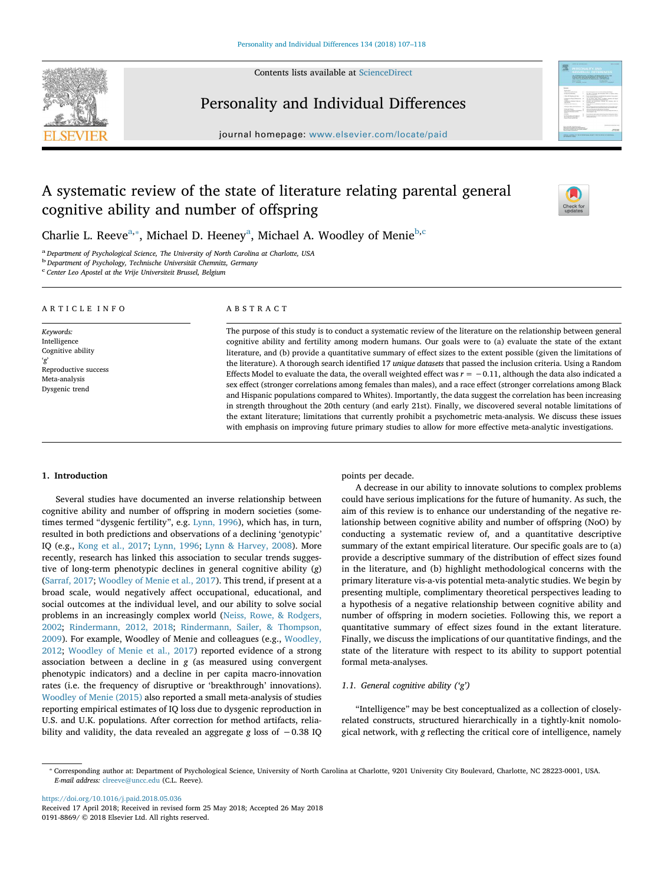# A systematic review of the state of literature relating parental general cognitive ability and number of offspring

Charlie L. Reeve[a,*], Michael D. Heeney[a], Michael A. Woodley of Menie[b,c]

[a] Department of Psychological Science, The University of North Carolina at Charlotte, USA
[b] Department of Psychology, Technische Universität Chemnitz, Germany
[c] Center Leo Apostel at the Vrije Universiteit Brussel, Belgium

## ARTICLE INFO

*Keywords:*
Intelligence
Cognitive ability
'g'
Reproductive success
Meta-analysis
Dysgenic trend

## ABSTRACT

The purpose of this study is to conduct a systematic review of the literature on the relationship between general cognitive ability and fertility among modern humans. Our goals were to (a) evaluate the state of the extant literature, and (b) provide a quantitative summary of effect sizes to the extent possible (given the limitations of the literature). A thorough search identified 17 *unique datasets* that passed the inclusion criteria. Using a Random Effects Model to evaluate the data, the overall weighted effect was $r = -0.11$, although the data also indicated a sex effect (stronger correlations among females than males), and a race effect (stronger correlations among Black and Hispanic populations compared to Whites). Importantly, the data suggest the correlation has been increasing in strength throughout the 20th century (and early 21st). Finally, we discovered several notable limitations of the extant literature; limitations that currently prohibit a psychometric meta-analysis. We discuss these issues with emphasis on improving future primary studies to allow for more effective meta-analytic investigations.

## 1. Introduction

Several studies have documented an inverse relationship between cognitive ability and number of offspring in modern societies (sometimes termed "dysgenic fertility", e.g. Lynn, 1996), which has, in turn, resulted in both predictions and observations of a declining 'genotypic' IQ (e.g., Kong et al., 2017; Lynn, 1996; Lynn & Harvey, 2008). More recently, research has linked this association to secular trends suggestive of long-term phenotypic declines in general cognitive ability (*g*) (Sarraf, 2017; Woodley of Menie et al., 2017). This trend, if present at a broad scale, would negatively affect occupational, educational, and social outcomes at the individual level, and our ability to solve social problems in an increasingly complex world (Neiss, Rowe, & Rodgers, 2002; Rindermann, 2012, 2018; Rindermann, Sailer, & Thompson, 2009). For example, Woodley of Menie and colleagues (e.g., Woodley, 2012; Woodley of Menie et al., 2017) reported evidence of a strong association between a decline in *g* (as measured using convergent phenotypic indicators) and a decline in per capita macro-innovation rates (i.e. the frequency of disruptive or 'breakthrough' innovations). Woodley of Menie (2015) also reported a small meta-analysis of studies reporting empirical estimates of IQ loss due to dysgenic reproduction in U.S. and U.K. populations. After correction for method artifacts, reliability and validity, the data revealed an aggregate *g* loss of −0.38 IQ points per decade.

A decrease in our ability to innovate solutions to complex problems could have serious implications for the future of humanity. As such, the aim of this review is to enhance our understanding of the negative relationship between cognitive ability and number of offspring (NoO) by conducting a systematic review of, and a quantitative descriptive summary of the extant empirical literature. Our specific goals are to (a) provide a descriptive summary of the distribution of effect sizes found in the literature, and (b) highlight methodological concerns with the primary literature vis-a-vis potential meta-analytic studies. We begin by presenting multiple, complimentary theoretical perspectives leading to a hypothesis of a negative relationship between cognitive ability and number of offspring in modern societies. Following this, we report a quantitative summary of effect sizes found in the extant literature. Finally, we discuss the implications of our quantitative findings, and the state of the literature with respect to its ability to support potential formal meta-analyses.

### 1.1. General cognitive ability ('g')

"Intelligence" may be best conceptualized as a collection of closely-related constructs, structured hierarchically in a tightly-knit nomological network, with *g* reflecting the critical core of intelligence, namely

---

* Corresponding author at: Department of Psychological Science, University of North Carolina at Charlotte, 9201 University City Boulevard, Charlotte, NC 28223-0001, USA.
*E-mail address:* clreeve@uncc.edu (C.L. Reeve).

https://doi.org/10.1016/j.paid.2018.05.036
Received 17 April 2018; Received in revised form 25 May 2018; Accepted 26 May 2018
0191-8869/ © 2018 Elsevier Ltd. All rights reserved.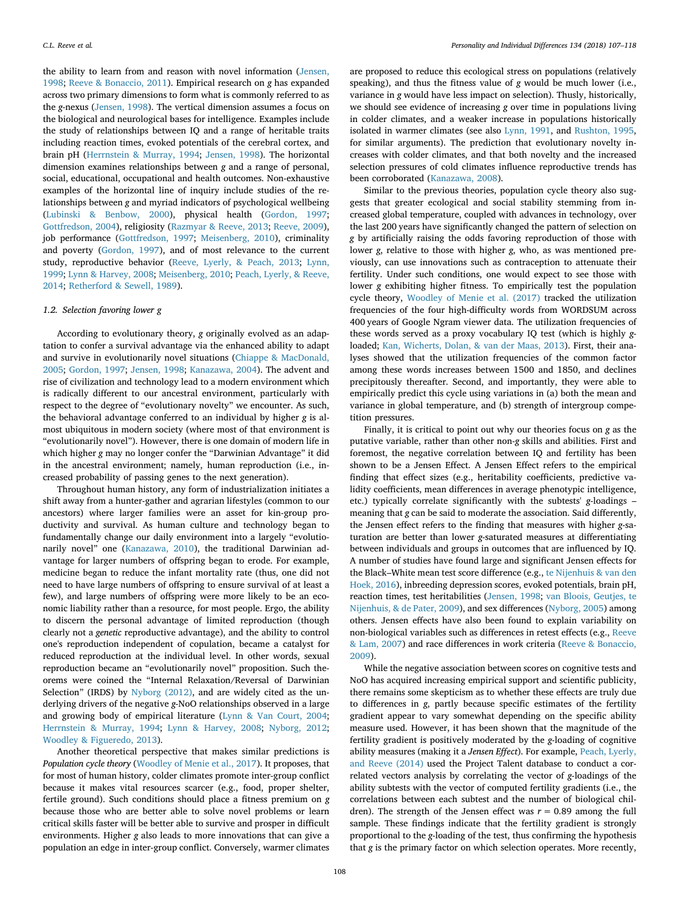the ability to learn from and reason with novel information (Jensen, 1998; Reeve & Bonaccio, 2011). Empirical research on *g* has expanded across two primary dimensions to form what is commonly referred to as the *g*-nexus (Jensen, 1998). The vertical dimension assumes a focus on the biological and neurological bases for intelligence. Examples include the study of relationships between IQ and a range of heritable traits including reaction times, evoked potentials of the cerebral cortex, and brain pH (Herrnstein & Murray, 1994; Jensen, 1998). The horizontal dimension examines relationships between *g* and a range of personal, social, educational, occupational and health outcomes. Non-exhaustive examples of the horizontal line of inquiry include studies of the relationships between *g* and myriad indicators of psychological wellbeing (Lubinski & Benbow, 2000), physical health (Gordon, 1997; Gottfredson, 2004), religiosity (Razmyar & Reeve, 2013; Reeve, 2009), job performance (Gottfredson, 1997; Meisenberg, 2010), criminality and poverty (Gordon, 1997), and of most relevance to the current study, reproductive behavior (Reeve, Lyerly, & Peach, 2013; Lynn, 1999; Lynn & Harvey, 2008; Meisenberg, 2010; Peach, Lyerly, & Reeve, 2014; Retherford & Sewell, 1989).

### 1.2. Selection favoring lower *g*

According to evolutionary theory, *g* originally evolved as an adaptation to confer a survival advantage via the enhanced ability to adapt and survive in evolutionarily novel situations (Chiappe & MacDonald, 2005; Gordon, 1997; Jensen, 1998; Kanazawa, 2004). The advent and rise of civilization and technology lead to a modern environment which is radically different to our ancestral environment, particularly with respect to the degree of "evolutionary novelty" we encounter. As such, the behavioral advantage conferred to an individual by higher *g* is almost ubiquitous in modern society (where most of that environment is "evolutionarily novel"). However, there is one domain of modern life in which higher *g* may no longer confer the "Darwinian Advantage" it did in the ancestral environment; namely, human reproduction (i.e., increased probability of passing genes to the next generation).

Throughout human history, any form of industrialization initiates a shift away from a hunter-gather and agrarian lifestyles (common to our ancestors) where larger families were an asset for kin-group productivity and survival. As human culture and technology began to fundamentally change our daily environment into a largely "evolutionarily novel" one (Kanazawa, 2010), the traditional Darwinian advantage for larger numbers of offspring began to erode. For example, medicine began to reduce the infant mortality rate (thus, one did not need to have large numbers of offspring to ensure survival of at least a few), and large numbers of offspring were more likely to be an economic liability rather than a resource, for most people. Ergo, the ability to discern the personal advantage of limited reproduction (though clearly not a *genetic* reproductive advantage), and the ability to control one's reproduction independent of copulation, became a catalyst for reduced reproduction at the individual level. In other words, sexual reproduction became an "evolutionarily novel" proposition. Such theorems were coined the "Internal Relaxation/Reversal of Darwinian Selection" (IRDS) by Nyborg (2012), and are widely cited as the underlying drivers of the negative *g*-NoO relationships observed in a large and growing body of empirical literature (Lynn & Van Court, 2004; Herrnstein & Murray, 1994; Lynn & Harvey, 2008; Nyborg, 2012; Woodley & Figueredo, 2013).

Another theoretical perspective that makes similar predictions is *Population cycle theory* (Woodley of Menie et al., 2017). It proposes, that for most of human history, colder climates promote inter-group conflict because it makes vital resources scarcer (e.g., food, proper shelter, fertile ground). Such conditions should place a fitness premium on *g* because those who are better able to solve novel problems or learn critical skills faster will be better able to survive and prosper in difficult environments. Higher *g* also leads to more innovations that can give a population an edge in inter-group conflict. Conversely, warmer climates are proposed to reduce this ecological stress on populations (relatively speaking), and thus the fitness value of *g* would be much lower (i.e., variance in *g* would have less impact on selection). Thusly, historically, we should see evidence of increasing *g* over time in populations living in colder climates, and a weaker increase in populations historically isolated in warmer climates (see also Lynn, 1991, and Rushton, 1995, for similar arguments). The prediction that evolutionary novelty increases with colder climates, and that both novelty and the increased selection pressures of cold climates influence reproductive trends has been corroborated (Kanazawa, 2008).

Similar to the previous theories, population cycle theory also suggests that greater ecological and social stability stemming from increased global temperature, coupled with advances in technology, over the last 200 years have significantly changed the pattern of selection on *g* by artificially raising the odds favoring reproduction of those with lower *g*, relative to those with higher *g*, who, as was mentioned previously, can use innovations such as contraception to attenuate their fertility. Under such conditions, one would expect to see those with lower *g* exhibiting higher fitness. To empirically test the population cycle theory, Woodley of Menie et al. (2017) tracked the utilization frequencies of the four high-difficulty words from WORDSUM across 400 years of Google Ngram viewer data. The utilization frequencies of these words served as a proxy vocabulary IQ test (which is highly *g*-loaded; Kan, Wicherts, Dolan, & van der Maas, 2013). First, their analyses showed that the utilization frequencies of the common factor among these words increases between 1500 and 1850, and declines precipitously thereafter. Second, and importantly, they were able to empirically predict this cycle using variations in (a) both the mean and variance in global temperature, and (b) strength of intergroup competition pressures.

Finally, it is critical to point out why our theories focus on *g* as the putative variable, rather than other non-*g* skills and abilities. First and foremost, the negative correlation between IQ and fertility has been shown to be a Jensen Effect. A Jensen Effect refers to the empirical finding that effect sizes (e.g., heritability coefficients, predictive validity coefficients, mean differences in average phenotypic intelligence, etc.) typically correlate significantly with the subtests' *g*-loadings – meaning that *g* can be said to moderate the association. Said differently, the Jensen effect refers to the finding that measures with higher *g*-saturation are better than lower *g*-saturated measures at differentiating between individuals and groups in outcomes that are influenced by IQ. A number of studies have found large and significant Jensen effects for the Black–White mean test score difference (e.g., te Nijenhuis & van den Hoek, 2016), inbreeding depression scores, evoked potentials, brain pH, reaction times, test heritabilities (Jensen, 1998; van Bloois, Geutjes, te Nijenhuis, & de Pater, 2009), and sex differences (Nyborg, 2005) among others. Jensen effects have also been found to explain variability on non-biological variables such as differences in retest effects (e.g., Reeve & Lam, 2007) and race differences in work criteria (Reeve & Bonaccio, 2009).

While the negative association between scores on cognitive tests and NoO has acquired increasing empirical support and scientific publicity, there remains some skepticism as to whether these effects are truly due to differences in *g*, partly because specific estimates of the fertility gradient appear to vary somewhat depending on the specific ability measure used. However, it has been shown that the magnitude of the fertility gradient is positively moderated by the *g*-loading of cognitive ability measures (making it a *Jensen Effect*). For example, Peach, Lyerly, and Reeve (2014) used the Project Talent database to conduct a correlated vectors analysis by correlating the vector of *g*-loadings of the ability subtests with the vector of computed fertility gradients (i.e., the correlations between each subtest and the number of biological children). The strength of the Jensen effect was $r = 0.89$ among the full sample. These findings indicate that the fertility gradient is strongly proportional to the *g*-loading of the test, thus confirming the hypothesis that *g* is the primary factor on which selection operates. More recently,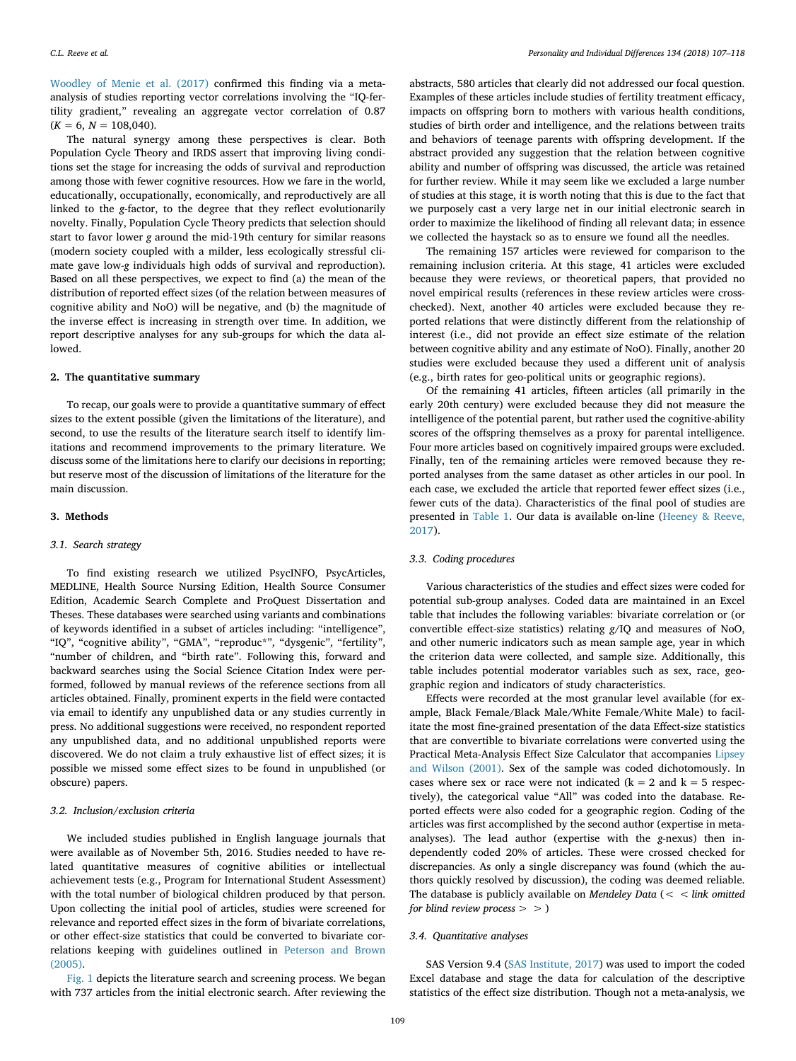Woodley of Menie et al. (2017) confirmed this finding via a meta-analysis of studies reporting vector correlations involving the "IQ-fertility gradient," revealing an aggregate vector correlation of 0.87 ($K = 6$, $N = 108{,}040$).

The natural synergy among these perspectives is clear. Both Population Cycle Theory and IRDS assert that improving living conditions set the stage for increasing the odds of survival and reproduction among those with fewer cognitive resources. How we fare in the world, educationally, occupationally, economically, and reproductively are all linked to the *g*-factor, to the degree that they reflect evolutionarily novelty. Finally, Population Cycle Theory predicts that selection should start to favor lower *g* around the mid-19th century for similar reasons (modern society coupled with a milder, less ecologically stressful climate gave low-*g* individuals high odds of survival and reproduction). Based on all these perspectives, we expect to find (a) the mean of the distribution of reported effect sizes (of the relation between measures of cognitive ability and NoO) will be negative, and (b) the magnitude of the inverse effect is increasing in strength over time. In addition, we report descriptive analyses for any sub-groups for which the data allowed.

## 2. The quantitative summary

To recap, our goals were to provide a quantitative summary of effect sizes to the extent possible (given the limitations of the literature), and second, to use the results of the literature search itself to identify limitations and recommend improvements to the primary literature. We discuss some of the limitations here to clarify our decisions in reporting; but reserve most of the discussion of limitations of the literature for the main discussion.

## 3. Methods

### 3.1. Search strategy

To find existing research we utilized PsycINFO, PsycArticles, MEDLINE, Health Source Nursing Edition, Health Source Consumer Edition, Academic Search Complete and ProQuest Dissertation and Theses. These databases were searched using variants and combinations of keywords identified in a subset of articles including: "intelligence", "IQ", "cognitive ability", "GMA", "reproduc*", "dysgenic", "fertility", "number of children, and "birth rate". Following this, forward and backward searches using the Social Science Citation Index were performed, followed by manual reviews of the reference sections from all articles obtained. Finally, prominent experts in the field were contacted via email to identify any unpublished data or any studies currently in press. No additional suggestions were received, no respondent reported any unpublished data, and no additional unpublished reports were discovered. We do not claim a truly exhaustive list of effect sizes; it is possible we missed some effect sizes to be found in unpublished (or obscure) papers.

### 3.2. Inclusion/exclusion criteria

We included studies published in English language journals that were available as of November 5th, 2016. Studies needed to have related quantitative measures of cognitive abilities or intellectual achievement tests (e.g., Program for International Student Assessment) with the total number of biological children produced by that person. Upon collecting the initial pool of articles, studies were screened for relevance and reported effect sizes in the form of bivariate correlations, or other effect-size statistics that could be converted to bivariate correlations keeping with guidelines outlined in Peterson and Brown (2005).

Fig. 1 depicts the literature search and screening process. We began with 737 articles from the initial electronic search. After reviewing the abstracts, 580 articles that clearly did not addressed our focal question. Examples of these articles include studies of fertility treatment efficacy, impacts on offspring born to mothers with various health conditions, studies of birth order and intelligence, and the relations between traits and behaviors of teenage parents with offspring development. If the abstract provided any suggestion that the relation between cognitive ability and number of offspring was discussed, the article was retained for further review. While it may seem like we excluded a large number of studies at this stage, it is worth noting that this is due to the fact that we purposely cast a very large net in our initial electronic search in order to maximize the likelihood of finding all relevant data; in essence we collected the haystack so as to ensure we found all the needles.

The remaining 157 articles were reviewed for comparison to the remaining inclusion criteria. At this stage, 41 articles were excluded because they were reviews, or theoretical papers, that provided no novel empirical results (references in these review articles were cross-checked). Next, another 40 articles were excluded because they reported relations that were distinctly different from the relationship of interest (i.e., did not provide an effect size estimate of the relation between cognitive ability and any estimate of NoO). Finally, another 20 studies were excluded because they used a different unit of analysis (e.g., birth rates for geo-political units or geographic regions).

Of the remaining 41 articles, fifteen articles (all primarily in the early 20th century) were excluded because they did not measure the intelligence of the potential parent, but rather used the cognitive-ability scores of the offspring themselves as a proxy for parental intelligence. Four more articles based on cognitively impaired groups were excluded. Finally, ten of the remaining articles were removed because they reported analyses from the same dataset as other articles in our pool. In each case, we excluded the article that reported fewer effect sizes (i.e., fewer cuts of the data). Characteristics of the final pool of studies are presented in Table 1. Our data is available on-line (Heeney & Reeve, 2017).

### 3.3. Coding procedures

Various characteristics of the studies and effect sizes were coded for potential sub-group analyses. Coded data are maintained in an Excel table that includes the following variables: bivariate correlation or (or convertible effect-size statistics) relating *g*/IQ and measures of NoO, and other numeric indicators such as mean sample age, year in which the criterion data were collected, and sample size. Additionally, this table includes potential moderator variables such as sex, race, geographic region and indicators of study characteristics.

Effects were recorded at the most granular level available (for example, Black Female/Black Male/White Female/White Male) to facilitate the most fine-grained presentation of the data Effect-size statistics that are convertible to bivariate correlations were converted using the Practical Meta-Analysis Effect Size Calculator that accompanies Lipsey and Wilson (2001). Sex of the sample was coded dichotomously. In cases where sex or race were not indicated ($k = 2$ and $k = 5$ respectively), the categorical value "All" was coded into the database. Reported effects were also coded for a geographic region. Coding of the articles was first accomplished by the second author (expertise in meta-analyses). The lead author (expertise with the *g*-nexus) then independently coded 20% of articles. These were crossed checked for discrepancies. As only a single discrepancy was found (which the authors quickly resolved by discussion), the coding was deemed reliable. The database is publicly available on *Mendeley Data* (< < *link omitted for blind review process* > > )

### 3.4. Quantitative analyses

SAS Version 9.4 (SAS Institute, 2017) was used to import the coded Excel database and stage the data for calculation of the descriptive statistics of the effect size distribution. Though not a meta-analysis, we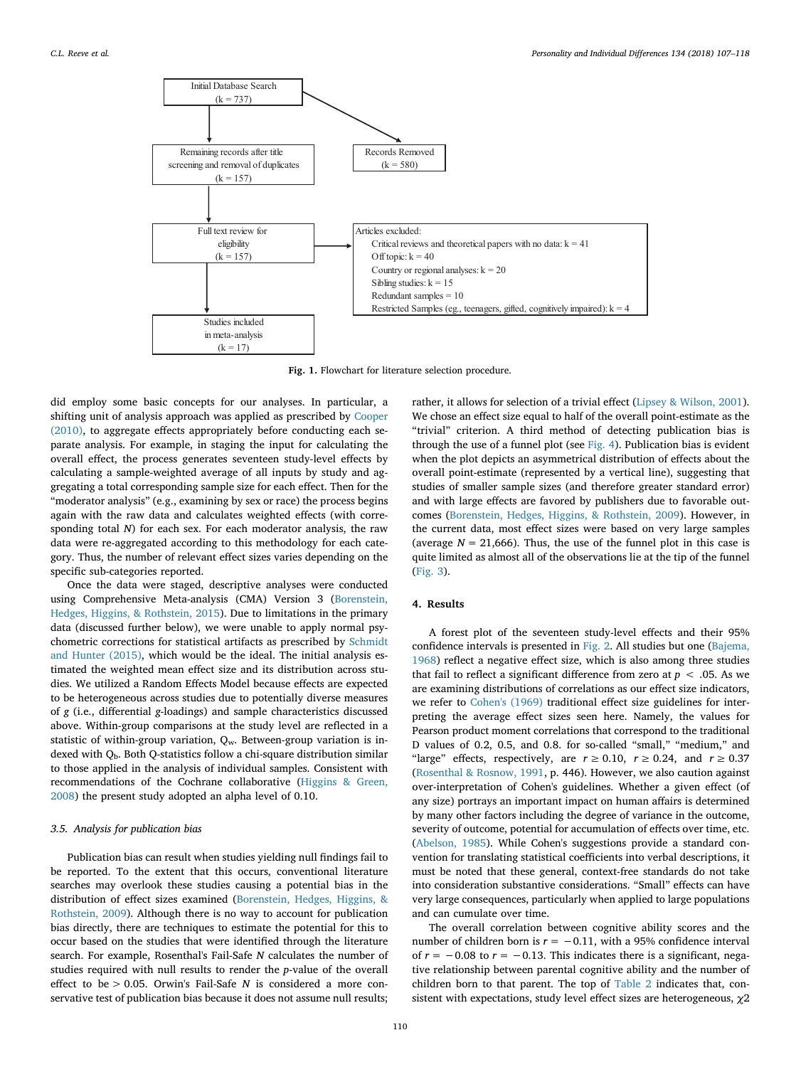Initial Database Search
(k = 737)

Records Removed
(k = 580)

Remaining records after title screening and removal of duplicates
(k = 157)

Full text review for eligibility
(k = 157)

Articles excluded:
- Critical reviews and theoretical papers with no data: k = 41
- Off topic: k = 40
- Country or regional analyses: k = 20
- Sibling studies: k = 15
- Redundant samples = 10
- Restricted Samples (eg., teenagers, gifted, cognitively impaired): k = 4

Studies included in meta-analysis
(k = 17)

**Fig. 1.** Flowchart for literature selection procedure.

did employ some basic concepts for our analyses. In particular, a shifting unit of analysis approach was applied as prescribed by Cooper (2010), to aggregate effects appropriately before conducting each separate analysis. For example, in staging the input for calculating the overall effect, the process generates seventeen study-level effects by calculating a sample-weighted average of all inputs by study and aggregating a total corresponding sample size for each effect. Then for the "moderator analysis" (e.g., examining by sex or race) the process begins again with the raw data and calculates weighted effects (with corresponding total *N*) for each sex. For each moderator analysis, the raw data were re-aggregated according to this methodology for each category. Thus, the number of relevant effect sizes varies depending on the specific sub-categories reported.

Once the data were staged, descriptive analyses were conducted using Comprehensive Meta-analysis (CMA) Version 3 (Borenstein, Hedges, Higgins, & Rothstein, 2015). Due to limitations in the primary data (discussed further below), we were unable to apply normal psychometric corrections for statistical artifacts as prescribed by Schmidt and Hunter (2015), which would be the ideal. The initial analysis estimated the weighted mean effect size and its distribution across studies. We utilized a Random Effects Model because effects are expected to be heterogeneous across studies due to potentially diverse measures of *g* (i.e., differential *g*-loadings) and sample characteristics discussed above. Within-group comparisons at the study level are reflected in a statistic of within-group variation, $Q_w$. Between-group variation is indexed with $Q_b$. Both Q-statistics follow a chi-square distribution similar to those applied in the analysis of individual samples. Consistent with recommendations of the Cochrane collaborative (Higgins & Green, 2008) the present study adopted an alpha level of 0.10.

### 3.5. Analysis for publication bias

Publication bias can result when studies yielding null findings fail to be reported. To the extent that this occurs, conventional literature searches may overlook these studies causing a potential bias in the distribution of effect sizes examined (Borenstein, Hedges, Higgins, & Rothstein, 2009). Although there is no way to account for publication bias directly, there are techniques to estimate the potential for this to occur based on the studies that were identified through the literature search. For example, Rosenthal's Fail-Safe *N* calculates the number of studies required with null results to render the *p*-value of the overall effect to be > 0.05. Orwin's Fail-Safe *N* is considered a more conservative test of publication bias because it does not assume null results; rather, it allows for selection of a trivial effect (Lipsey & Wilson, 2001). We chose an effect size equal to half of the overall point-estimate as the "trivial" criterion. A third method of detecting publication bias is through the use of a funnel plot (see Fig. 4). Publication bias is evident when the plot depicts an asymmetrical distribution of effects about the overall point-estimate (represented by a vertical line), suggesting that studies of smaller sample sizes (and therefore greater standard error) and with large effects are favored by publishers due to favorable outcomes (Borenstein, Hedges, Higgins, & Rothstein, 2009). However, in the current data, most effect sizes were based on very large samples (average *N* = 21,666). Thus, the use of the funnel plot in this case is quite limited as almost all of the observations lie at the tip of the funnel (Fig. 3).

## 4. Results

A forest plot of the seventeen study-level effects and their 95% confidence intervals is presented in Fig. 2. All studies but one (Bajema, 1968) reflect a negative effect size, which is also among three studies that fail to reflect a significant difference from zero at $p < .05$. As we are examining distributions of correlations as our effect size indicators, we refer to Cohen's (1969) traditional effect size guidelines for interpreting the average effect sizes seen here. Namely, the values for Pearson product moment correlations that correspond to the traditional D values of 0.2, 0.5, and 0.8. for so-called "small," "medium," and "large" effects, respectively, are $r \geq 0.10$, $r \geq 0.24$, and $r \geq 0.37$ (Rosenthal & Rosnow, 1991, p. 446). However, we also caution against over-interpretation of Cohen's guidelines. Whether a given effect (of any size) portrays an important impact on human affairs is determined by many other factors including the degree of variance in the outcome, severity of outcome, potential for accumulation of effects over time, etc. (Abelson, 1985). While Cohen's suggestions provide a standard convention for translating statistical coefficients into verbal descriptions, it must be noted that these general, context-free standards do not take into consideration substantive considerations. "Small" effects can have very large consequences, particularly when applied to large populations and can cumulate over time.

The overall correlation between cognitive ability scores and the number of children born is $r = -0.11$, with a 95% confidence interval of $r = -0.08$ to $r = -0.13$. This indicates there is a significant, negative relationship between parental cognitive ability and the number of children born to that parent. The top of Table 2 indicates that, consistent with expectations, study level effect sizes are heterogeneous, $\chi 2$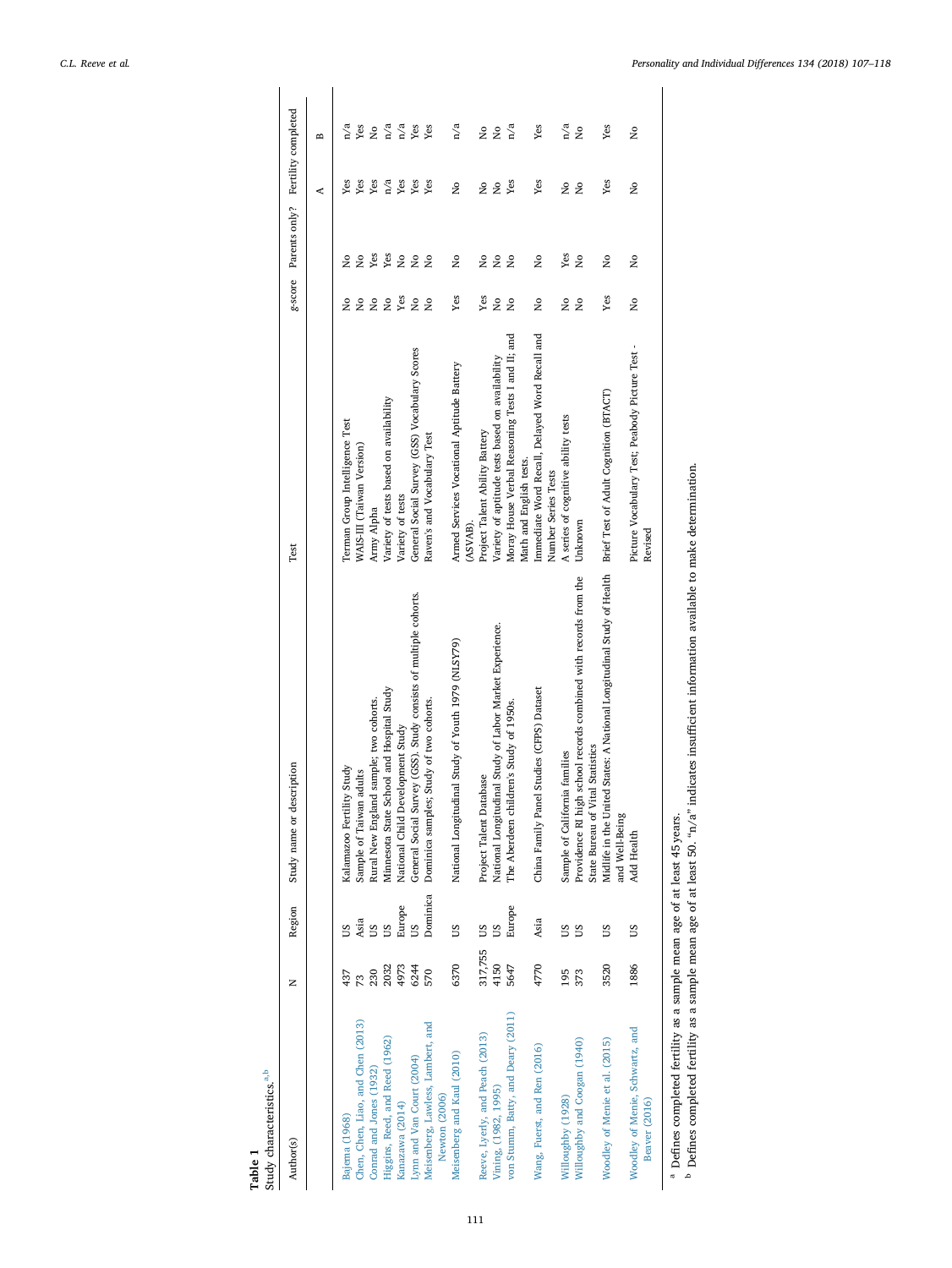**Table 1**
Study characteristics.[a,b]

| Author(s) | N | Region | Study name or description | Test | *g*-score | Parents only? | Fertility completed | |
|---|---|---|---|---|---|---|---|---|
| | | | | | | | A | B |
| Bajema (1968) | 437 | US | Kalamazoo Fertility Study | Terman Group Intelligence Test | No | No | Yes | n/a |
| Chen, Chen, Liao, and Chen (2013) | 73 | Asia | Sample of Taiwan adults | WAIS-III (Taiwan Version) | No | No | Yes | Yes |
| Conrad and Jones (1932) | 230 | US | Rural New England sample; two cohorts. | Army Alpha | No | Yes | Yes | No |
| Higgins, Reed, and Reed (1962) | 2032 | US | Minnesota State School and Hospital Study | Variety of tests based on availability | No | Yes | n/a | n/a |
| Kanazawa (2014) | 4973 | Europe | National Child Development Study | Variety of tests | Yes | No | Yes | n/a |
| Lynn and Van Court (2004) | 6244 | US | General Social Survey (GSS). Study consists of multiple cohorts. | General Social Survey (GSS) Vocabulary Scores | No | No | Yes | Yes |
| Meisenberg, Lawless, Lambert, and Newton (2006) | 570 | Dominica | Dominica samples; Study of two cohorts. | Raven's and Vocabulary Test | No | No | Yes | Yes |
| Meisenberg and Kaul (2010) | 6370 | US | National Longitudinal Study of Youth 1979 (NLSY79) | Armed Services Vocational Aptitude Battery (ASVAB). | Yes | No | No | n/a |
| Reeve, Lyerly, and Peach (2013) | 317,755 | US | Project Talent Database | Project Talent Ability Battery | Yes | No | No | No |
| Vining, (1982, 1995) | 4150 | US | National Longitudinal Study of Labor Market Experience. | Variety of aptitude tests based on availability | No | No | No | No |
| von Stumm, Batty, and Deary (2011) | 5647 | Europe | The Aberdeen children's Study of 1950s. | Moray House Verbal Reasoning Tests I and II; and Math and English tests. | No | No | Yes | n/a |
| Wang, Fuerst, and Ren (2016) | 4770 | Asia | China Family Panel Studies (CFPS) Dataset | Immediate Word Recall, Delayed Word Recall and Number Series Tests | No | No | Yes | Yes |
| Willoughby (1928) | 195 | US | Sample of California families | A series of cognitive ability tests | No | Yes | No | n/a |
| Willoughby and Coogan (1940) | 373 | US | Providence RI high school records combined with records from the State Bureau of Vital Statistics | Unknown | No | No | No | No |
| Woodley of Menie et al. (2015) | 3520 | US | Midlife in the United States: A National Longitudinal Study of Health and Well-Being | Brief Test of Adult Cognition (BTACT) | Yes | No | Yes | Yes |
| Woodley of Menie, Schwartz, and Beaver (2016) | 1886 | US | Add Health | Picture Vocabulary Test; Peabody Picture Test - Revised | No | No | No | No |

[a] Defines completed fertility as a sample mean age of at least 45 years.
[b] Defines completed fertility as a sample mean age of at least 50. "n/a" indicates insufficient information available to make determination.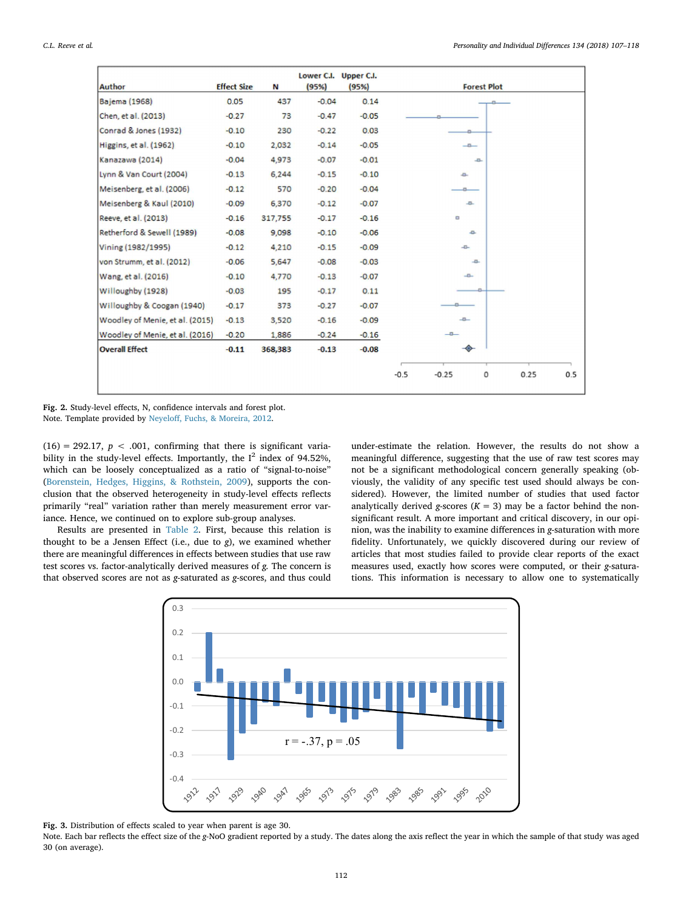| Author | Effect Size | N | Lower C.I. (95%) | Upper C.I. (95%) |
|---|---|---|---|---|
| Bajema (1968) | 0.05 | 437 | -0.04 | 0.14 |
| Chen, et al. (2013) | -0.27 | 73 | -0.47 | -0.05 |
| Conrad & Jones (1932) | -0.10 | 230 | -0.22 | 0.03 |
| Higgins, et al. (1962) | -0.10 | 2,032 | -0.14 | -0.05 |
| Kanazawa (2014) | -0.04 | 4,973 | -0.07 | -0.01 |
| Lynn & Van Court (2004) | -0.13 | 6,244 | -0.15 | -0.10 |
| Meisenberg, et al. (2006) | -0.12 | 570 | -0.20 | -0.04 |
| Meisenberg & Kaul (2010) | -0.09 | 6,370 | -0.12 | -0.07 |
| Reeve, et al. (2013) | -0.16 | 317,755 | -0.17 | -0.16 |
| Retherford & Sewell (1989) | -0.08 | 9,098 | -0.10 | -0.06 |
| Vining (1982/1995) | -0.12 | 4,210 | -0.15 | -0.09 |
| von Strumm, et al. (2012) | -0.06 | 5,647 | -0.08 | -0.03 |
| Wang, et al. (2016) | -0.10 | 4,770 | -0.13 | -0.07 |
| Willoughby (1928) | -0.03 | 195 | -0.17 | 0.11 |
| Willoughby & Coogan (1940) | -0.17 | 373 | -0.27 | -0.07 |
| Woodley of Menie, et al. (2015) | -0.13 | 3,520 | -0.16 | -0.09 |
| Woodley of Menie, et al. (2016) | -0.20 | 1,886 | -0.24 | -0.16 |
| **Overall Effect** | **-0.11** | **368,383** | **-0.13** | **-0.08** |

**Fig. 2.** Study-level effects, N, confidence intervals and forest plot.
Note. Template provided by Neyeloff, Fuchs, & Moreira, 2012.

(16) = 292.17, $p < .001$, confirming that there is significant variability in the study-level effects. Importantly, the $I^2$ index of 94.52%, which can be loosely conceptualized as a ratio of "signal-to-noise" (Borenstein, Hedges, Higgins, & Rothstein, 2009), supports the conclusion that the observed heterogeneity in study-level effects reflects primarily "real" variation rather than merely measurement error variance. Hence, we continued on to explore sub-group analyses.

Results are presented in Table 2. First, because this relation is thought to be a Jensen Effect (i.e., due to *g*), we examined whether there are meaningful differences in effects between studies that use raw test scores vs. factor-analytically derived measures of *g*. The concern is that observed scores are not as *g*-saturated as *g*-scores, and thus could under-estimate the relation. However, the results do not show a meaningful difference, suggesting that the use of raw test scores may not be a significant methodological concern generally speaking (obviously, the validity of any specific test used should always be considered). However, the limited number of studies that used factor analytically derived *g*-scores ($K = 3$) may be a factor behind the non-significant result. A more important and critical discovery, in our opinion, was the inability to examine differences in *g*-saturation with more fidelity. Unfortunately, we quickly discovered during our review of articles that most studies failed to provide clear reports of the exact measures used, exactly how scores were computed, or their *g*-saturations. This information is necessary to allow one to systematically

**Fig. 3.** Distribution of effects scaled to year when parent is age 30.
Note. Each bar reflects the effect size of the *g*-NoO gradient reported by a study. The dates along the axis reflect the year in which the sample of that study was aged 30 (on average).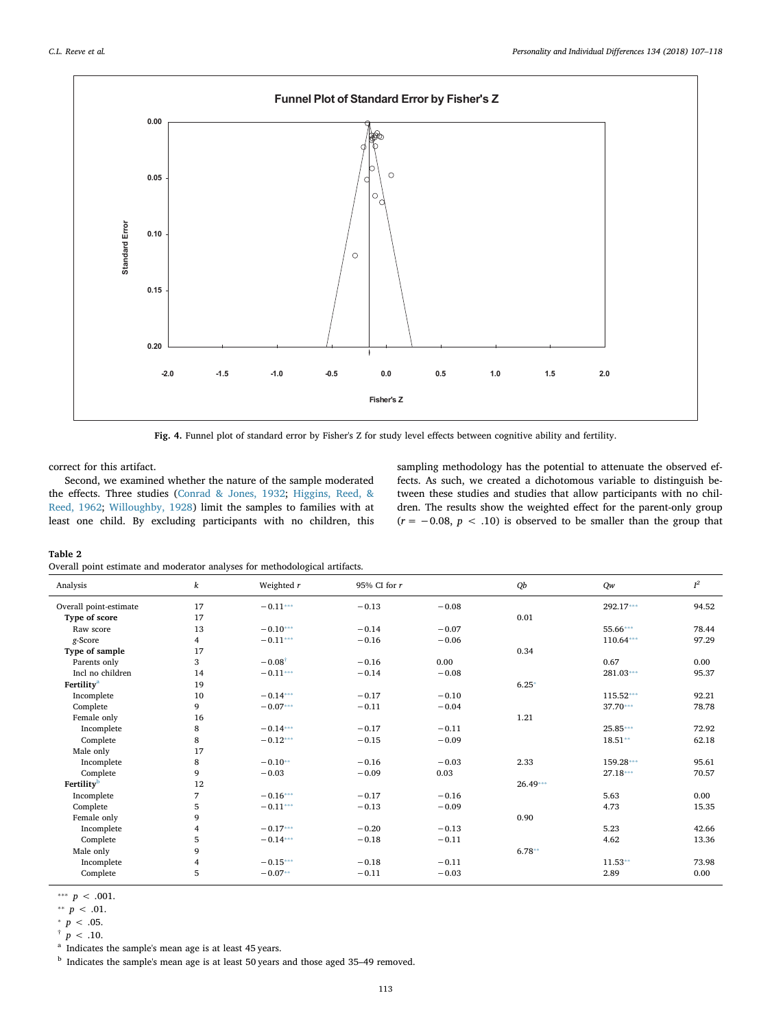Fig. 4. Funnel plot of standard error by Fisher's Z for study level effects between cognitive ability and fertility.

correct for this artifact.

Second, we examined whether the nature of the sample moderated the effects. Three studies (Conrad & Jones, 1932; Higgins, Reed, & Reed, 1962; Willoughby, 1928) limit the samples to families with at least one child. By excluding participants with no children, this sampling methodology has the potential to attenuate the observed effects. As such, we created a dichotomous variable to distinguish between these studies and studies that allow participants with no children. The results show the weighted effect for the parent-only group ($r = -0.08$, $p < .10$) is observed to be smaller than the group that

**Table 2**
Overall point estimate and moderator analyses for methodological artifacts.

| Analysis | $k$ | Weighted $r$ | 95% CI for $r$ | | $Qb$ | $Qw$ | $I^2$ |
|---|---|---|---|---|---|---|---|
| Overall point-estimate | 17 | −0.11*** | −0.13 | −0.08 | | 292.17*** | 94.52 |
| **Type of score** | 17 | | | | 0.01 | | |
| Raw score | 13 | −0.10*** | −0.14 | −0.07 | | 55.66*** | 78.44 |
| *g*-Score | 4 | −0.11*** | −0.16 | −0.06 | | 110.64*** | 97.29 |
| **Type of sample** | 17 | | | | 0.34 | | |
| Parents only | 3 | −0.08† | −0.16 | 0.00 | | 0.67 | 0.00 |
| Incl no children | 14 | −0.11*** | −0.14 | −0.08 | | 281.03*** | 95.37 |
| **Fertility**[a] | 19 | | | | 6.25* | | |
| Incomplete | 10 | −0.14*** | −0.17 | −0.10 | | 115.52*** | 92.21 |
| Complete | 9 | −0.07*** | −0.11 | −0.04 | | 37.70*** | 78.78 |
| Female only | 16 | | | | 1.21 | | |
| Incomplete | 8 | −0.14*** | −0.17 | −0.11 | | 25.85*** | 72.92 |
| Complete | 8 | −0.12*** | −0.15 | −0.09 | | 18.51** | 62.18 |
| Male only | 17 | | | | | | |
| Incomplete | 8 | −0.10** | −0.16 | −0.03 | 2.33 | 159.28*** | 95.61 |
| Complete | 9 | −0.03 | −0.09 | 0.03 | | 27.18*** | 70.57 |
| **Fertility**[b] | 12 | | | | 26.49*** | | |
| Incomplete | 7 | −0.16*** | −0.17 | −0.16 | | 5.63 | 0.00 |
| Complete | 5 | −0.11*** | −0.13 | −0.09 | | 4.73 | 15.35 |
| Female only | 9 | | | | 0.90 | | |
| Incomplete | 4 | −0.17*** | −0.20 | −0.13 | | 5.23 | 42.66 |
| Complete | 5 | −0.14*** | −0.18 | −0.11 | | 4.62 | 13.36 |
| Male only | 9 | | | | 6.78** | | |
| Incomplete | 4 | −0.15*** | −0.18 | −0.11 | | 11.53** | 73.98 |
| Complete | 5 | −0.07** | −0.11 | −0.03 | | 2.89 | 0.00 |

*** $p < .001$.
** $p < .01$.
* $p < .05$.
† $p < .10$.
[a] Indicates the sample's mean age is at least 45 years.
[b] Indicates the sample's mean age is at least 50 years and those aged 35–49 removed.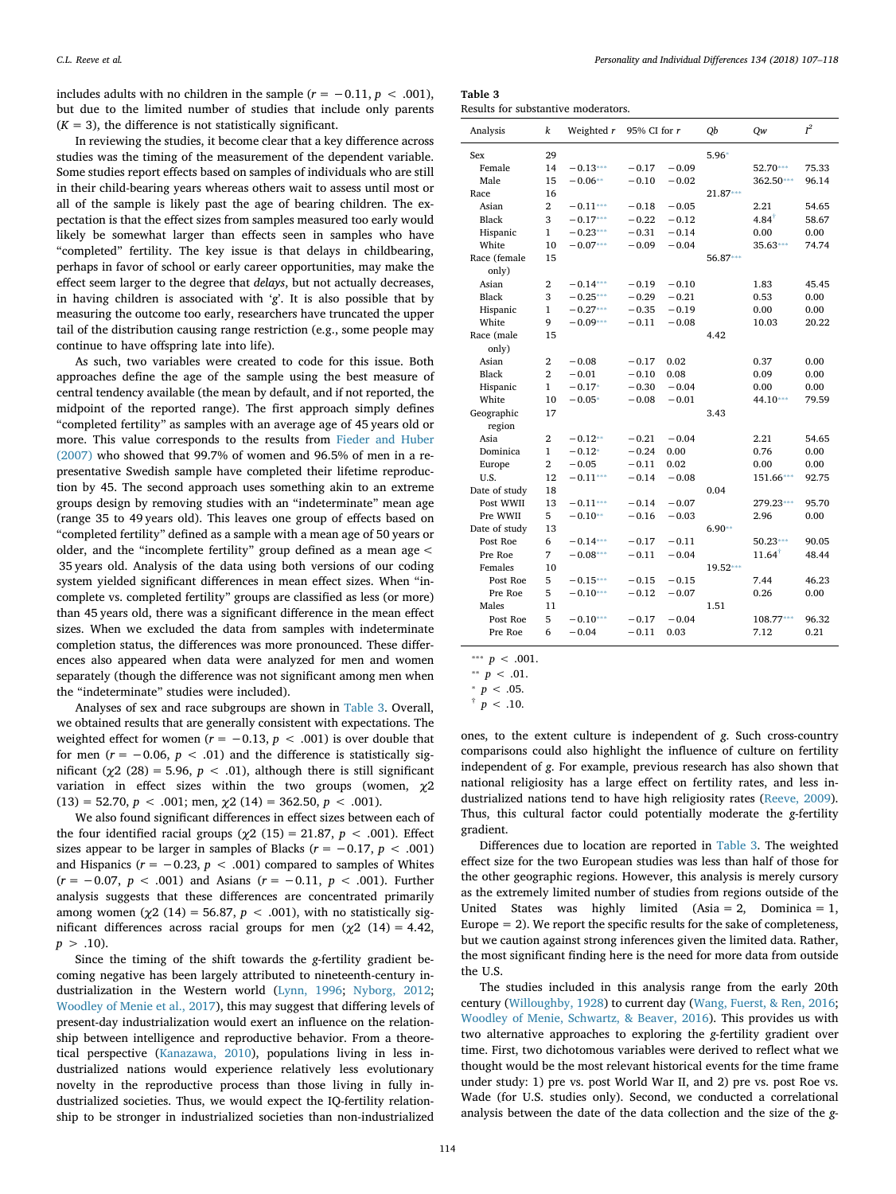includes adults with no children in the sample ($r = -0.11$, $p < .001$), but due to the limited number of studies that include only parents ($K = 3$), the difference is not statistically significant.

In reviewing the studies, it become clear that a key difference across studies was the timing of the measurement of the dependent variable. Some studies report effects based on samples of individuals who are still in their child-bearing years whereas others wait to assess until most or all of the sample is likely past the age of bearing children. The expectation is that the effect sizes from samples measured too early would likely be somewhat larger than effects seen in samples who have "completed" fertility. The key issue is that delays in childbearing, perhaps in favor of school or early career opportunities, may make the effect seem larger to the degree that *delays*, but not actually decreases, in having children is associated with '*g*'. It is also possible that by measuring the outcome too early, researchers have truncated the upper tail of the distribution causing range restriction (e.g., some people may continue to have offspring late into life).

As such, two variables were created to code for this issue. Both approaches define the age of the sample using the best measure of central tendency available (the mean by default, and if not reported, the midpoint of the reported range). The first approach simply defines "completed fertility" as samples with an average age of 45 years old or more. This value corresponds to the results from Fieder and Huber (2007) who showed that 99.7% of women and 96.5% of men in a representative Swedish sample have completed their lifetime reproduction by 45. The second approach uses something akin to an extreme groups design by removing studies with an "indeterminate" mean age (range 35 to 49 years old). This leaves one group of effects based on "completed fertility" defined as a sample with a mean age of 50 years or older, and the "incomplete fertility" group defined as a mean age < 35 years old. Analysis of the data using both versions of our coding system yielded significant differences in mean effect sizes. When "incomplete vs. completed fertility" groups are classified as less (or more) than 45 years old, there was a significant difference in the mean effect sizes. When we excluded the data from samples with indeterminate completion status, the differences was more pronounced. These differences also appeared when data were analyzed for men and women separately (though the difference was not significant among men when the "indeterminate" studies were included).

Analyses of sex and race subgroups are shown in Table 3. Overall, we obtained results that are generally consistent with expectations. The weighted effect for women ($r = -0.13$, $p < .001$) is over double that for men ($r = -0.06$, $p < .01$) and the difference is statistically significant ($\chi 2$ (28) = 5.96, $p < .01$), although there is still significant variation in effect sizes within the two groups (women, $\chi 2$ (13) = 52.70, $p < .001$; men, $\chi 2$ (14) = 362.50, $p < .001$).

We also found significant differences in effect sizes between each of the four identified racial groups ($\chi 2$ (15) = 21.87, $p < .001$). Effect sizes appear to be larger in samples of Blacks ($r = -0.17$, $p < .001$) and Hispanics ($r = -0.23$, $p < .001$) compared to samples of Whites ($r = -0.07$, $p < .001$) and Asians ($r = -0.11$, $p < .001$). Further analysis suggests that these differences are concentrated primarily among women ($\chi 2$ (14) = 56.87, $p < .001$), with no statistically significant differences across racial groups for men ($\chi 2$ (14) = 4.42, $p > .10$).

Since the timing of the shift towards the *g*-fertility gradient becoming negative has been largely attributed to nineteenth-century industrialization in the Western world (Lynn, 1996; Nyborg, 2012; Woodley of Menie et al., 2017), this may suggest that differing levels of present-day industrialization would exert an influence on the relationship between intelligence and reproductive behavior. From a theoretical perspective (Kanazawa, 2010), populations living in less industrialized nations would experience relatively less evolutionary novelty in the reproductive process than those living in fully industrialized societies. Thus, we would expect the IQ-fertility relationship to be stronger in industrialized societies than non-industrialized ones, to the extent culture is independent of *g*. Such cross-country comparisons could also highlight the influence of culture on fertility independent of *g*. For example, previous research has also shown that national religiosity has a large effect on fertility rates, and less industrialized nations tend to have high religiosity rates (Reeve, 2009). Thus, this cultural factor could potentially moderate the *g*-fertility gradient.

**Table 3**
Results for substantive moderators.

| Analysis | k | Weighted r | 95% CI for r | | Qb | Qw | $I^2$ |
|---|---|---|---|---|---|---|---|
| Sex | 29 | | | | 5.96* | | |
| Female | 14 | −0.13*** | −0.17 | −0.09 | | 52.70*** | 75.33 |
| Male | 15 | −0.06** | −0.10 | −0.02 | | 362.50*** | 96.14 |
| Race | 16 | | | | 21.87*** | | |
| Asian | 2 | −0.11*** | −0.18 | −0.05 | | 2.21 | 54.65 |
| Black | 3 | −0.17*** | −0.22 | −0.12 | | 4.84† | 58.67 |
| Hispanic | 1 | −0.23*** | −0.31 | −0.14 | | 0.00 | 0.00 |
| White | 10 | −0.07*** | −0.09 | −0.04 | | 35.63*** | 74.74 |
| Race (female only) | 15 | | | | 56.87*** | | |
| Asian | 2 | −0.14*** | −0.19 | −0.10 | | 1.83 | 45.45 |
| Black | 3 | −0.25*** | −0.29 | −0.21 | | 0.53 | 0.00 |
| Hispanic | 1 | −0.27*** | −0.35 | −0.19 | | 0.00 | 0.00 |
| White | 9 | −0.09*** | −0.11 | −0.08 | | 10.03 | 20.22 |
| Race (male only) | 15 | | | | 4.42 | | |
| Asian | 2 | −0.08 | −0.17 | 0.02 | | 0.37 | 0.00 |
| Black | 2 | −0.01 | −0.10 | 0.08 | | 0.09 | 0.00 |
| Hispanic | 1 | −0.17* | −0.30 | −0.04 | | 0.00 | 0.00 |
| White | 10 | −0.05* | −0.08 | −0.01 | | 44.10*** | 79.59 |
| Geographic region | 17 | | | | 3.43 | | |
| Asia | 2 | −0.12** | −0.21 | −0.04 | | 2.21 | 54.65 |
| Dominica | 1 | −0.12* | −0.24 | 0.00 | | 0.76 | 0.00 |
| Europe | 2 | −0.05 | −0.11 | 0.02 | | 0.00 | 0.00 |
| U.S. | 12 | −0.11*** | −0.14 | −0.08 | | 151.66*** | 92.75 |
| Date of study | 18 | | | | 0.04 | | |
| Post WWII | 13 | −0.11*** | −0.14 | −0.07 | | 279.23*** | 95.70 |
| Pre WWII | 5 | −0.10** | −0.16 | −0.03 | | 2.96 | 0.00 |
| Date of study | 13 | | | | 6.90** | | |
| Post Roe | 6 | −0.14*** | −0.17 | −0.11 | | 50.23*** | 90.05 |
| Pre Roe | 7 | −0.08*** | −0.11 | −0.04 | | 11.64† | 48.44 |
| Females | 10 | | | | 19.52*** | | |
| Post Roe | 5 | −0.15*** | −0.15 | −0.15 | | 7.44 | 46.23 |
| Pre Roe | 5 | −0.10*** | −0.12 | −0.07 | | 0.26 | 0.00 |
| Males | 11 | | | | 1.51 | | |
| Post Roe | 5 | −0.10*** | −0.17 | −0.04 | | 108.77*** | 96.32 |
| Pre Roe | 6 | −0.04 | −0.11 | 0.03 | | 7.12 | 0.21 |

*** $p < .001$.
** $p < .01$.
* $p < .05$.
† $p < .10$.

Differences due to location are reported in Table 3. The weighted effect size for the two European studies was less than half of those for the other geographic regions. However, this analysis is merely cursory as the extremely limited number of studies from regions outside of the United States was highly limited (Asia = 2, Dominica = 1, Europe = 2). We report the specific results for the sake of completeness, but we caution against strong inferences given the limited data. Rather, the most significant finding here is the need for more data from outside the U.S.

The studies included in this analysis range from the early 20th century (Willoughby, 1928) to current day (Wang, Fuerst, & Ren, 2016; Woodley of Menie, Schwartz, & Beaver, 2016). This provides us with two alternative approaches to exploring the *g*-fertility gradient over time. First, two dichotomous variables were derived to reflect what we thought would be the most relevant historical events for the time frame under study: 1) pre vs. post World War II, and 2) pre vs. post Roe vs. Wade (for U.S. studies only). Second, we conducted a correlational analysis between the date of the data collection and the size of the *g*-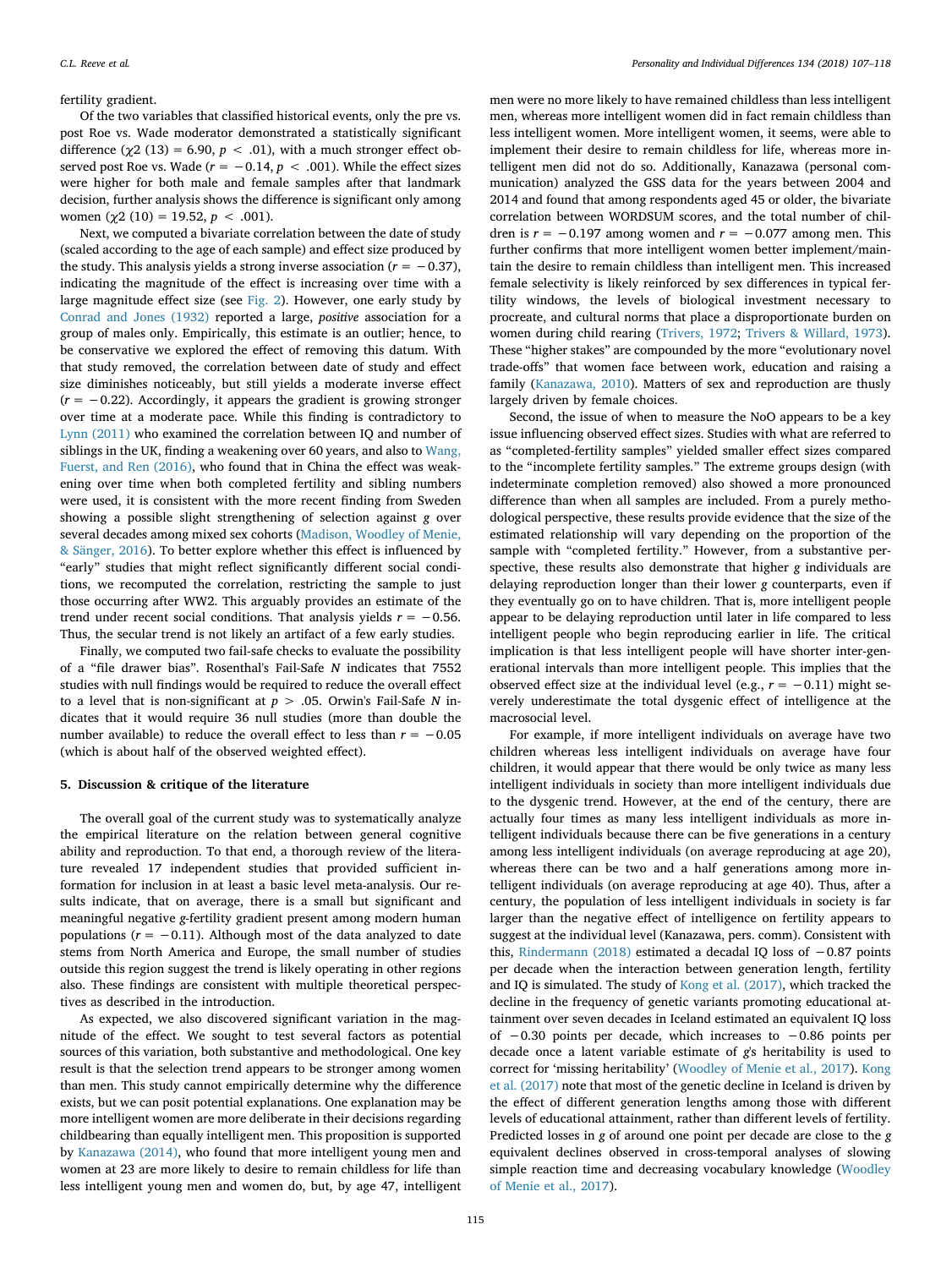fertility gradient.

Of the two variables that classified historical events, only the pre vs. post Roe vs. Wade moderator demonstrated a statistically significant difference ($\chi2$ (13) = 6.90, $p < .01$), with a much stronger effect observed post Roe vs. Wade ($r = -0.14$, $p < .001$). While the effect sizes were higher for both male and female samples after that landmark decision, further analysis shows the difference is significant only among women ($\chi2$ (10) = 19.52, $p < .001$).

Next, we computed a bivariate correlation between the date of study (scaled according to the age of each sample) and effect size produced by the study. This analysis yields a strong inverse association ($r = -0.37$), indicating the magnitude of the effect is increasing over time with a large magnitude effect size (see Fig. 2). However, one early study by Conrad and Jones (1932) reported a large, *positive* association for a group of males only. Empirically, this estimate is an outlier; hence, to be conservative we explored the effect of removing this datum. With that study removed, the correlation between date of study and effect size diminishes noticeably, but still yields a moderate inverse effect ($r = -0.22$). Accordingly, it appears the gradient is growing stronger over time at a moderate pace. While this finding is contradictory to Lynn (2011) who examined the correlation between IQ and number of siblings in the UK, finding a weakening over 60 years, and also to Wang, Fuerst, and Ren (2016), who found that in China the effect was weakening over time when both completed fertility and sibling numbers were used, it is consistent with the more recent finding from Sweden showing a possible slight strengthening of selection against *g* over several decades among mixed sex cohorts (Madison, Woodley of Menie, & Sänger, 2016). To better explore whether this effect is influenced by "early" studies that might reflect significantly different social conditions, we recomputed the correlation, restricting the sample to just those occurring after WW2. This arguably provides an estimate of the trend under recent social conditions. That analysis yields $r = -0.56$. Thus, the secular trend is not likely an artifact of a few early studies.

Finally, we computed two fail-safe checks to evaluate the possibility of a "file drawer bias". Rosenthal's Fail-Safe *N* indicates that 7552 studies with null findings would be required to reduce the overall effect to a level that is non-significant at $p > .05$. Orwin's Fail-Safe *N* indicates that it would require 36 null studies (more than double the number available) to reduce the overall effect to less than $r = -0.05$ (which is about half of the observed weighted effect).

## 5. Discussion & critique of the literature

The overall goal of the current study was to systematically analyze the empirical literature on the relation between general cognitive ability and reproduction. To that end, a thorough review of the literature revealed 17 independent studies that provided sufficient information for inclusion in at least a basic level meta-analysis. Our results indicate, that on average, there is a small but significant and meaningful negative *g*-fertility gradient present among modern human populations ($r = -0.11$). Although most of the data analyzed to date stems from North America and Europe, the small number of studies outside this region suggest the trend is likely operating in other regions also. These findings are consistent with multiple theoretical perspectives as described in the introduction.

As expected, we also discovered significant variation in the magnitude of the effect. We sought to test several factors as potential sources of this variation, both substantive and methodological. One key result is that the selection trend appears to be stronger among women than men. This study cannot empirically determine why the difference exists, but we can posit potential explanations. One explanation may be more intelligent women are more deliberate in their decisions regarding childbearing than equally intelligent men. This proposition is supported by Kanazawa (2014), who found that more intelligent young men and women at 23 are more likely to desire to remain childless for life than less intelligent young men and women do, but, by age 47, intelligent men were no more likely to have remained childless than less intelligent men, whereas more intelligent women did in fact remain childless than less intelligent women. More intelligent women, it seems, were able to implement their desire to remain childless for life, whereas more intelligent men did not do so. Additionally, Kanazawa (personal communication) analyzed the GSS data for the years between 2004 and 2014 and found that among respondents aged 45 or older, the bivariate correlation between WORDSUM scores, and the total number of children is $r = -0.197$ among women and $r = -0.077$ among men. This further confirms that more intelligent women better implement/maintain the desire to remain childless than intelligent men. This increased female selectivity is likely reinforced by sex differences in typical fertility windows, the levels of biological investment necessary to procreate, and cultural norms that place a disproportionate burden on women during child rearing (Trivers, 1972; Trivers & Willard, 1973). These "higher stakes" are compounded by the more "evolutionary novel trade-offs" that women face between work, education and raising a family (Kanazawa, 2010). Matters of sex and reproduction are thusly largely driven by female choices.

Second, the issue of when to measure the NoO appears to be a key issue influencing observed effect sizes. Studies with what are referred to as "completed-fertility samples" yielded smaller effect sizes compared to the "incomplete fertility samples." The extreme groups design (with indeterminate completion removed) also showed a more pronounced difference than when all samples are included. From a purely methodological perspective, these results provide evidence that the size of the estimated relationship will vary depending on the proportion of the sample with "completed fertility." However, from a substantive perspective, these results also demonstrate that higher *g* individuals are delaying reproduction longer than their lower *g* counterparts, even if they eventually go on to have children. That is, more intelligent people appear to be delaying reproduction until later in life compared to less intelligent people who begin reproducing earlier in life. The critical implication is that less intelligent people will have shorter inter-generational intervals than more intelligent people. This implies that the observed effect size at the individual level (e.g., $r = -0.11$) might severely underestimate the total dysgenic effect of intelligence at the macrosocial level.

For example, if more intelligent individuals on average have two children whereas less intelligent individuals on average have four children, it would appear that there would be only twice as many less intelligent individuals in society than more intelligent individuals due to the dysgenic trend. However, at the end of the century, there are actually four times as many less intelligent individuals as more intelligent individuals because there can be five generations in a century among less intelligent individuals (on average reproducing at age 20), whereas there can be two and a half generations among more intelligent individuals (on average reproducing at age 40). Thus, after a century, the population of less intelligent individuals in society is far larger than the negative effect of intelligence on fertility appears to suggest at the individual level (Kanazawa, pers. comm). Consistent with this, Rindermann (2018) estimated a decadal IQ loss of −0.87 points per decade when the interaction between generation length, fertility and IQ is simulated. The study of Kong et al. (2017), which tracked the decline in the frequency of genetic variants promoting educational attainment over seven decades in Iceland estimated an equivalent IQ loss of −0.30 points per decade, which increases to −0.86 points per decade once a latent variable estimate of *g*'s heritability is used to correct for 'missing heritability' (Woodley of Menie et al., 2017). Kong et al. (2017) note that most of the genetic decline in Iceland is driven by the effect of different generation lengths among those with different levels of educational attainment, rather than different levels of fertility. Predicted losses in *g* of around one point per decade are close to the *g* equivalent declines observed in cross-temporal analyses of slowing simple reaction time and decreasing vocabulary knowledge (Woodley of Menie et al., 2017).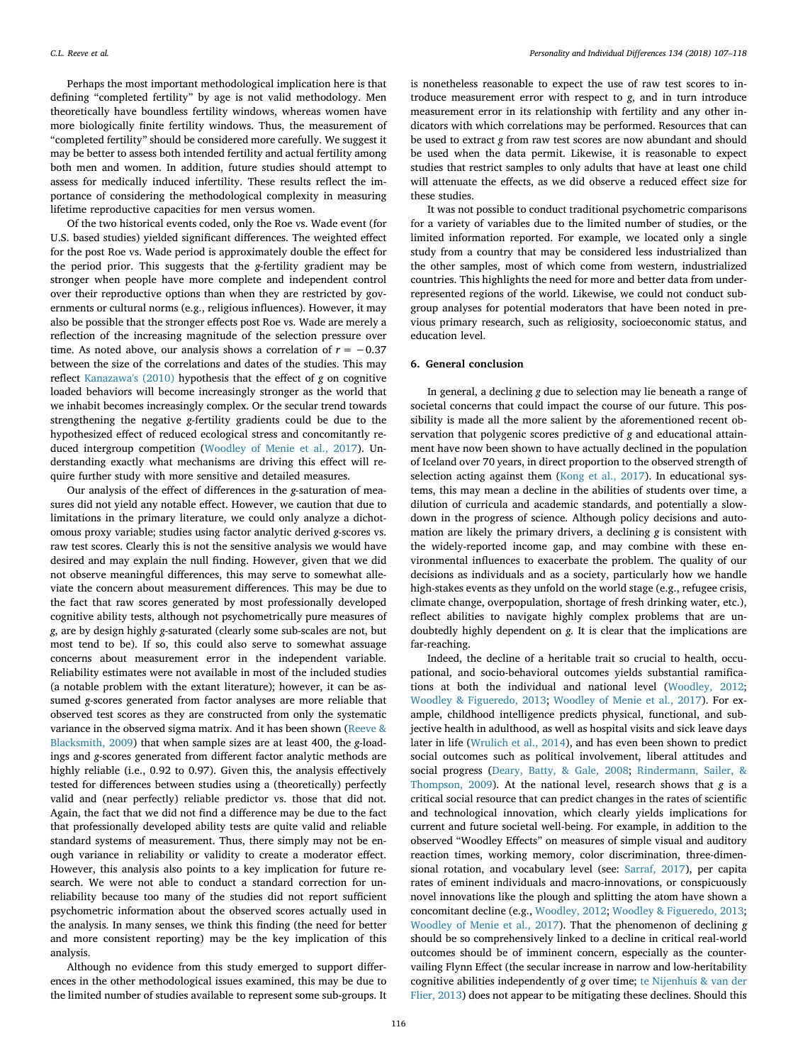Perhaps the most important methodological implication here is that defining "completed fertility" by age is not valid methodology. Men theoretically have boundless fertility windows, whereas women have more biologically finite fertility windows. Thus, the measurement of "completed fertility" should be considered more carefully. We suggest it may be better to assess both intended fertility and actual fertility among both men and women. In addition, future studies should attempt to assess for medically induced infertility. These results reflect the importance of considering the methodological complexity in measuring lifetime reproductive capacities for men versus women.

Of the two historical events coded, only the Roe vs. Wade event (for U.S. based studies) yielded significant differences. The weighted effect for the post Roe vs. Wade period is approximately double the effect for the period prior. This suggests that the *g*-fertility gradient may be stronger when people have more complete and independent control over their reproductive options than when they are restricted by governments or cultural norms (e.g., religious influences). However, it may also be possible that the stronger effects post Roe vs. Wade are merely a reflection of the increasing magnitude of the selection pressure over time. As noted above, our analysis shows a correlation of $r = -0.37$ between the size of the correlations and dates of the studies. This may reflect Kanazawa's (2010) hypothesis that the effect of *g* on cognitive loaded behaviors will become increasingly stronger as the world that we inhabit becomes increasingly complex. Or the secular trend towards strengthening the negative *g*-fertility gradients could be due to the hypothesized effect of reduced ecological stress and concomitantly reduced intergroup competition (Woodley of Menie et al., 2017). Understanding exactly what mechanisms are driving this effect will require further study with more sensitive and detailed measures.

Our analysis of the effect of differences in the *g*-saturation of measures did not yield any notable effect. However, we caution that due to limitations in the primary literature, we could only analyze a dichotomous proxy variable; studies using factor analytic derived *g*-scores vs. raw test scores. Clearly this is not the sensitive analysis we would have desired and may explain the null finding. However, given that we did not observe meaningful differences, this may serve to somewhat alleviate the concern about measurement differences. This may be due to the fact that raw scores generated by most professionally developed cognitive ability tests, although not psychometrically pure measures of *g*, are by design highly *g*-saturated (clearly some sub-scales are not, but most tend to be). If so, this could also serve to somewhat assuage concerns about measurement error in the independent variable. Reliability estimates were not available in most of the included studies (a notable problem with the extant literature); however, it can be assumed *g*-scores generated from factor analyses are more reliable that observed test scores as they are constructed from only the systematic variance in the observed sigma matrix. And it has been shown (Reeve & Blacksmith, 2009) that when sample sizes are at least 400, the *g*-loadings and *g*-scores generated from different factor analytic methods are highly reliable (i.e., 0.92 to 0.97). Given this, the analysis effectively tested for differences between studies using a (theoretically) perfectly valid and (near perfectly) reliable predictor vs. those that did not. Again, the fact that we did not find a difference may be due to the fact that professionally developed ability tests are quite valid and reliable standard systems of measurement. Thus, there simply may not be enough variance in reliability or validity to create a moderator effect. However, this analysis also points to a key implication for future research. We were not able to conduct a standard correction for unreliability because too many of the studies did not report sufficient psychometric information about the observed scores actually used in the analysis. In many senses, we think this finding (the need for better and more consistent reporting) may be the key implication of this analysis.

Although no evidence from this study emerged to support differences in the other methodological issues examined, this may be due to the limited number of studies available to represent some sub-groups. It is nonetheless reasonable to expect the use of raw test scores to introduce measurement error with respect to *g*, and in turn introduce measurement error in its relationship with fertility and any other indicators with which correlations may be performed. Resources that can be used to extract *g* from raw test scores are now abundant and should be used when the data permit. Likewise, it is reasonable to expect studies that restrict samples to only adults that have at least one child will attenuate the effects, as we did observe a reduced effect size for these studies.

It was not possible to conduct traditional psychometric comparisons for a variety of variables due to the limited number of studies, or the limited information reported. For example, we located only a single study from a country that may be considered less industrialized than the other samples, most of which come from western, industrialized countries. This highlights the need for more and better data from underrepresented regions of the world. Likewise, we could not conduct subgroup analyses for potential moderators that have been noted in previous primary research, such as religiosity, socioeconomic status, and education level.

## 6. General conclusion

In general, a declining *g* due to selection may lie beneath a range of societal concerns that could impact the course of our future. This possibility is made all the more salient by the aforementioned recent observation that polygenic scores predictive of *g* and educational attainment have now been shown to have actually declined in the population of Iceland over 70 years, in direct proportion to the observed strength of selection acting against them (Kong et al., 2017). In educational systems, this may mean a decline in the abilities of students over time, a dilution of curricula and academic standards, and potentially a slowdown in the progress of science. Although policy decisions and automation are likely the primary drivers, a declining *g* is consistent with the widely-reported income gap, and may combine with these environmental influences to exacerbate the problem. The quality of our decisions as individuals and as a society, particularly how we handle high-stakes events as they unfold on the world stage (e.g., refugee crisis, climate change, overpopulation, shortage of fresh drinking water, etc.), reflect abilities to navigate highly complex problems that are undoubtedly highly dependent on *g*. It is clear that the implications are far-reaching.

Indeed, the decline of a heritable trait so crucial to health, occupational, and socio-behavioral outcomes yields substantial ramifications at both the individual and national level (Woodley, 2012; Woodley & Figueredo, 2013; Woodley of Menie et al., 2017). For example, childhood intelligence predicts physical, functional, and subjective health in adulthood, as well as hospital visits and sick leave days later in life (Wrulich et al., 2014), and has even been shown to predict social outcomes such as political involvement, liberal attitudes and social progress (Deary, Batty, & Gale, 2008; Rindermann, Sailer, & Thompson, 2009). At the national level, research shows that *g* is a critical social resource that can predict changes in the rates of scientific and technological innovation, which clearly yields implications for current and future societal well-being. For example, in addition to the observed "Woodley Effects" on measures of simple visual and auditory reaction times, working memory, color discrimination, three-dimensional rotation, and vocabulary level (see: Sarraf, 2017), per capita rates of eminent individuals and macro-innovations, or conspicuously novel innovations like the plough and splitting the atom have shown a concomitant decline (e.g., Woodley, 2012; Woodley & Figueredo, 2013; Woodley of Menie et al., 2017). That the phenomenon of declining *g* should be so comprehensively linked to a decline in critical real-world outcomes should be of imminent concern, especially as the countervailing Flynn Effect (the secular increase in narrow and low-heritability cognitive abilities independently of *g* over time; te Nijenhuis & van der Flier, 2013) does not appear to be mitigating these declines. Should this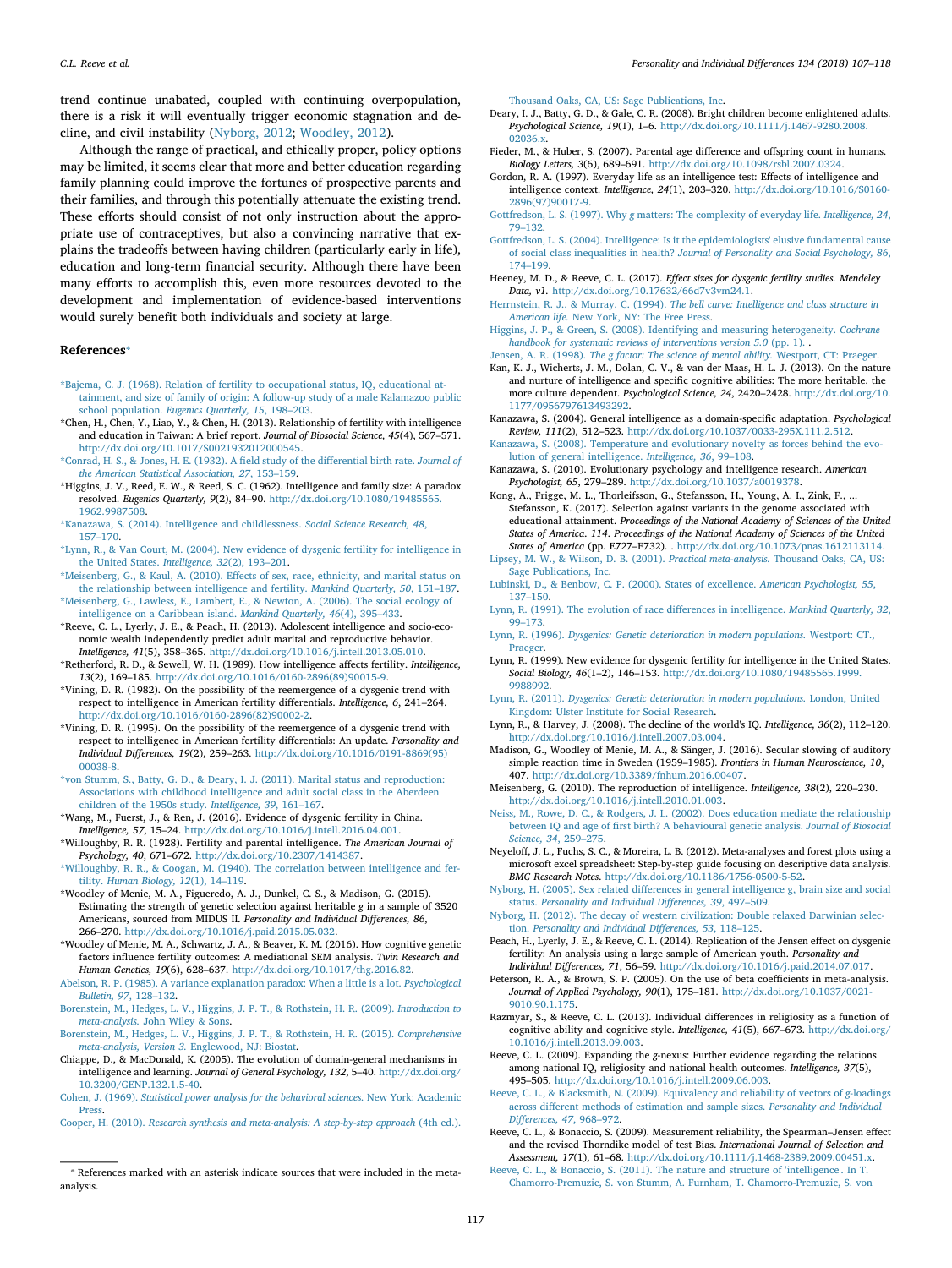trend continue unabated, coupled with continuing overpopulation, there is a risk it will eventually trigger economic stagnation and decline, and civil instability (Nyborg, 2012; Woodley, 2012).

Although the range of practical, and ethically proper, policy options may be limited, it seems clear that more and better education regarding family planning could improve the fortunes of prospective parents and their families, and through this potentially attenuate the existing trend. These efforts should consist of not only instruction about the appropriate use of contraceptives, but also a convincing narrative that explains the tradeoffs between having children (particularly early in life), education and long-term financial security. Although there have been many efforts to accomplish this, even more resources devoted to the development and implementation of evidence-based interventions would surely benefit both individuals and society at large.

## References*

*Bajema, C. J. (1968). Relation of fertility to occupational status, IQ, educational attainment, and size of family of origin: A follow-up study of a male Kalamazoo public school population. *Eugenics Quarterly, 15*, 198–203.

*Chen, H., Chen, Y., Liao, Y., & Chen, H. (2013). Relationship of fertility with intelligence and education in Taiwan: A brief report. *Journal of Biosocial Science, 45*(4), 567–571. http://dx.doi.org/10.1017/S0021932012000545.

*Conrad, H. S., & Jones, H. E. (1932). A field study of the differential birth rate. *Journal of the American Statistical Association, 27*, 153–159.

*Higgins, J. V., Reed, E. W., & Reed, S. C. (1962). Intelligence and family size: A paradox resolved. *Eugenics Quarterly, 9*(2), 84–90. http://dx.doi.org/10.1080/19485565.1962.9987508.

*Kanazawa, S. (2014). Intelligence and childlessness. *Social Science Research, 48*, 157–170.

*Lynn, R., & Van Court, M. (2004). New evidence of dysgenic fertility for intelligence in the United States. *Intelligence, 32*(2), 193–201.

*Meisenberg, G., & Kaul, A. (2010). Effects of sex, race, ethnicity, and marital status on the relationship between intelligence and fertility. *Mankind Quarterly, 50*, 151–187.

*Meisenberg, G., Lawless, E., Lambert, E., & Newton, A. (2006). The social ecology of intelligence on a Caribbean island. *Mankind Quarterly, 46*(4), 395–433.

*Reeve, C. L., Lyerly, J. E., & Peach, H. (2013). Adolescent intelligence and socio-economic wealth independently predict adult marital and reproductive behavior. *Intelligence, 41*(5), 358–365. http://dx.doi.org/10.1016/j.intell.2013.05.010.

*Retherford, R. D., & Sewell, W. H. (1989). How intelligence affects fertility. *Intelligence, 13*(2), 169–185. http://dx.doi.org/10.1016/0160-2896(89)90015-9.

*Vining, D. R. (1982). On the possibility of the reemergence of a dysgenic trend with respect to intelligence in American fertility differentials. *Intelligence, 6*, 241–264. http://dx.doi.org/10.1016/0160-2896(82)90002-2.

*Vining, D. R. (1995). On the possibility of the reemergence of a dysgenic trend with respect to intelligence in American fertility differentials: An update. *Personality and Individual Differences, 19*(2), 259–263. http://dx.doi.org/10.1016/0191-8869(95)00038-8.

*von Stumm, S., Batty, G. D., & Deary, I. J. (2011). Marital status and reproduction: Associations with childhood intelligence and adult social class in the Aberdeen children of the 1950s study. *Intelligence, 39*, 161–167.

*Wang, M., Fuerst, J., & Ren, J. (2016). Evidence of dysgenic fertility in China. *Intelligence, 57*, 15–24. http://dx.doi.org/10.1016/j.intell.2016.04.001.

*Willoughby, R. R. (1928). Fertility and parental intelligence. *The American Journal of Psychology, 40*, 671–672. http://dx.doi.org/10.2307/1414387.

*Willoughby, R. R., & Coogan, M. (1940). The correlation between intelligence and fertility. *Human Biology, 12*(1), 14–119.

*Woodley of Menie, M. A., Figueredo, A. J., Dunkel, C. S., & Madison, G. (2015). Estimating the strength of genetic selection against heritable *g* in a sample of 3520 Americans, sourced from MIDUS II. *Personality and Individual Differences, 86*, 266–270. http://dx.doi.org/10.1016/j.paid.2015.05.032.

*Woodley of Menie, M. A., Schwartz, J. A., & Beaver, K. M. (2016). How cognitive genetic factors influence fertility outcomes: A mediational SEM analysis. *Twin Research and Human Genetics, 19*(6), 628–637. http://dx.doi.org/10.1017/thg.2016.82.

Abelson, R. P. (1985). A variance explanation paradox: When a little is a lot. *Psychological Bulletin, 97*, 128–132.

Borenstein, M., Hedges, L. V., Higgins, J. P. T., & Rothstein, H. R. (2009). *Introduction to meta-analysis.* John Wiley & Sons.

Borenstein, M., Hedges, L. V., Higgins, J. P. T., & Rothstein, H. R. (2015). *Comprehensive meta-analysis, Version 3.* Englewood, NJ: Biostat.

Chiappe, D., & MacDonald, K. (2005). The evolution of domain-general mechanisms in intelligence and learning. *Journal of General Psychology, 132*, 5–40. http://dx.doi.org/10.3200/GENP.132.1.5-40.

Cohen, J. (1969). *Statistical power analysis for the behavioral sciences.* New York: Academic Press.

Cooper, H. (2010). *Research synthesis and meta-analysis: A step-by-step approach* (4th ed.). Thousand Oaks, CA, US: Sage Publications, Inc.

Deary, I. J., Batty, G. D., & Gale, C. R. (2008). Bright children become enlightened adults. *Psychological Science, 19*(1), 1–6. http://dx.doi.org/10.1111/j.1467-9280.2008.02036.x.

Fieder, M., & Huber, S. (2007). Parental age difference and offspring count in humans. *Biology Letters, 3*(6), 689–691. http://dx.doi.org/10.1098/rsbl.2007.0324.

Gordon, R. A. (1997). Everyday life as an intelligence test: Effects of intelligence and intelligence context. *Intelligence, 24*(1), 203–320. http://dx.doi.org/10.1016/S0160-2896(97)90017-9.

Gottfredson, L. S. (1997). Why *g* matters: The complexity of everyday life. *Intelligence, 24*, 79–132.

Gottfredson, L. S. (2004). Intelligence: Is it the epidemiologists' elusive fundamental cause of social class inequalities in health? *Journal of Personality and Social Psychology, 86*, 174–199.

Heeney, M. D., & Reeve, C. L. (2017). *Effect sizes for dysgenic fertility studies. Mendeley Data, v1.* http://dx.doi.org/10.17632/66d7v3vm24.1.

Herrnstein, R. J., & Murray, C. (1994). *The bell curve: Intelligence and class structure in American life.* New York, NY: The Free Press.

Higgins, J. P., & Green, S. (2008). Identifying and measuring heterogeneity. *Cochrane handbook for systematic reviews of interventions version 5.0* (pp. 1). .

Jensen, A. R. (1998). *The g factor: The science of mental ability.* Westport, CT: Praeger.

Kan, K. J., Wicherts, J. M., Dolan, C. V., & van der Maas, H. L. J. (2013). On the nature and nurture of intelligence and specific cognitive abilities: The more heritable, the more culture dependent. *Psychological Science, 24*, 2420–2428. http://dx.doi.org/10.1177/0956797613493292.

Kanazawa, S. (2004). General intelligence as a domain-specific adaptation. *Psychological Review, 111*(2), 512–523. http://dx.doi.org/10.1037/0033-295X.111.2.512.

Kanazawa, S. (2008). Temperature and evolutionary novelty as forces behind the evolution of general intelligence. *Intelligence, 36*, 99–108.

Kanazawa, S. (2010). Evolutionary psychology and intelligence research. *American Psychologist, 65*, 279–289. http://dx.doi.org/10.1037/a0019378.

Kong, A., Frigge, M. L., Thorleifsson, G., Stefansson, H., Young, A. I., Zink, F., ... Stefansson, K. (2017). Selection against variants in the genome associated with educational attainment. *Proceedings of the National Academy of Sciences of the United States of America. 114. Proceedings of the National Academy of Sciences of the United States of America* (pp. E727–E732). . http://dx.doi.org/10.1073/pnas.1612113114.

Lipsey, M. W., & Wilson, D. B. (2001). *Practical meta-analysis.* Thousand Oaks, CA, US: Sage Publications, Inc.

Lubinski, D., & Benbow, C. P. (2000). States of excellence. *American Psychologist, 55*, 137–150.

Lynn, R. (1991). The evolution of race differences in intelligence. *Mankind Quarterly, 32*, 99–173.

Lynn, R. (1996). *Dysgenics: Genetic deterioration in modern populations.* Westport: CT., Praeger.

Lynn, R. (1999). New evidence for dysgenic fertility for intelligence in the United States. *Social Biology, 46*(1–2), 146–153. http://dx.doi.org/10.1080/19485565.1999.9988992.

Lynn, R. (2011). *Dysgenics: Genetic deterioration in modern populations.* London, United Kingdom: Ulster Institute for Social Research.

Lynn, R., & Harvey, J. (2008). The decline of the world's IQ. *Intelligence, 36*(2), 112–120. http://dx.doi.org/10.1016/j.intell.2007.03.004.

Madison, G., Woodley of Menie, M. A., & Sänger, J. (2016). Secular slowing of auditory simple reaction time in Sweden (1959–1985). *Frontiers in Human Neuroscience, 10*, 407. http://dx.doi.org/10.3389/fnhum.2016.00407.

Meisenberg, G. (2010). The reproduction of intelligence. *Intelligence, 38*(2), 220–230. http://dx.doi.org/10.1016/j.intell.2010.01.003.

Neiss, M., Rowe, D. C., & Rodgers, J. L. (2002). Does education mediate the relationship between IQ and age of first birth? A behavioural genetic analysis. *Journal of Biosocial Science, 34*, 259–275.

Neyeloff, J. L., Fuchs, S. C., & Moreira, L. B. (2012). Meta-analyses and forest plots using a microsoft excel spreadsheet: Step-by-step guide focusing on descriptive data analysis. *BMC Research Notes.* http://dx.doi.org/10.1186/1756-0500-5-52.

Nyborg, H. (2005). Sex related differences in general intelligence g, brain size and social status. *Personality and Individual Differences, 39*, 497–509.

Nyborg, H. (2012). The decay of western civilization: Double relaxed Darwinian selection. *Personality and Individual Differences, 53*, 118–125.

Peach, H., Lyerly, J. E., & Reeve, C. L. (2014). Replication of the Jensen effect on dysgenic fertility: An analysis using a large sample of American youth. *Personality and Individual Differences, 71*, 56–59. http://dx.doi.org/10.1016/j.paid.2014.07.017.

Peterson, R. A., & Brown, S. P. (2005). On the use of beta coefficients in meta-analysis. *Journal of Applied Psychology, 90*(1), 175–181. http://dx.doi.org/10.1037/0021-9010.90.1.175.

Razmyar, S., & Reeve, C. L. (2013). Individual differences in religiosity as a function of cognitive ability and cognitive style. *Intelligence, 41*(5), 667–673. http://dx.doi.org/10.1016/j.intell.2013.09.003.

Reeve, C. L. (2009). Expanding the *g*-nexus: Further evidence regarding the relations among national IQ, religiosity and national health outcomes. *Intelligence, 37*(5), 495–505. http://dx.doi.org/10.1016/j.intell.2009.06.003.

Reeve, C. L., & Blacksmith, N. (2009). Equivalency and reliability of vectors of *g*-loadings across different methods of estimation and sample sizes. *Personality and Individual Differences, 47*, 968–972.

Reeve, C. L., & Bonaccio, S. (2009). Measurement reliability, the Spearman–Jensen effect and the revised Thorndike model of test Bias. *International Journal of Selection and Assessment, 17*(1), 61–68. http://dx.doi.org/10.1111/j.1468-2389.2009.00451.x.

Reeve, C. L., & Bonaccio, S. (2011). The nature and structure of 'intelligence'. In T. Chamorro-Premuzic, S. von Stumm, A. Furnham, T. Chamorro-Premuzic, S. von

---

* References marked with an asterisk indicate sources that were included in the meta-analysis.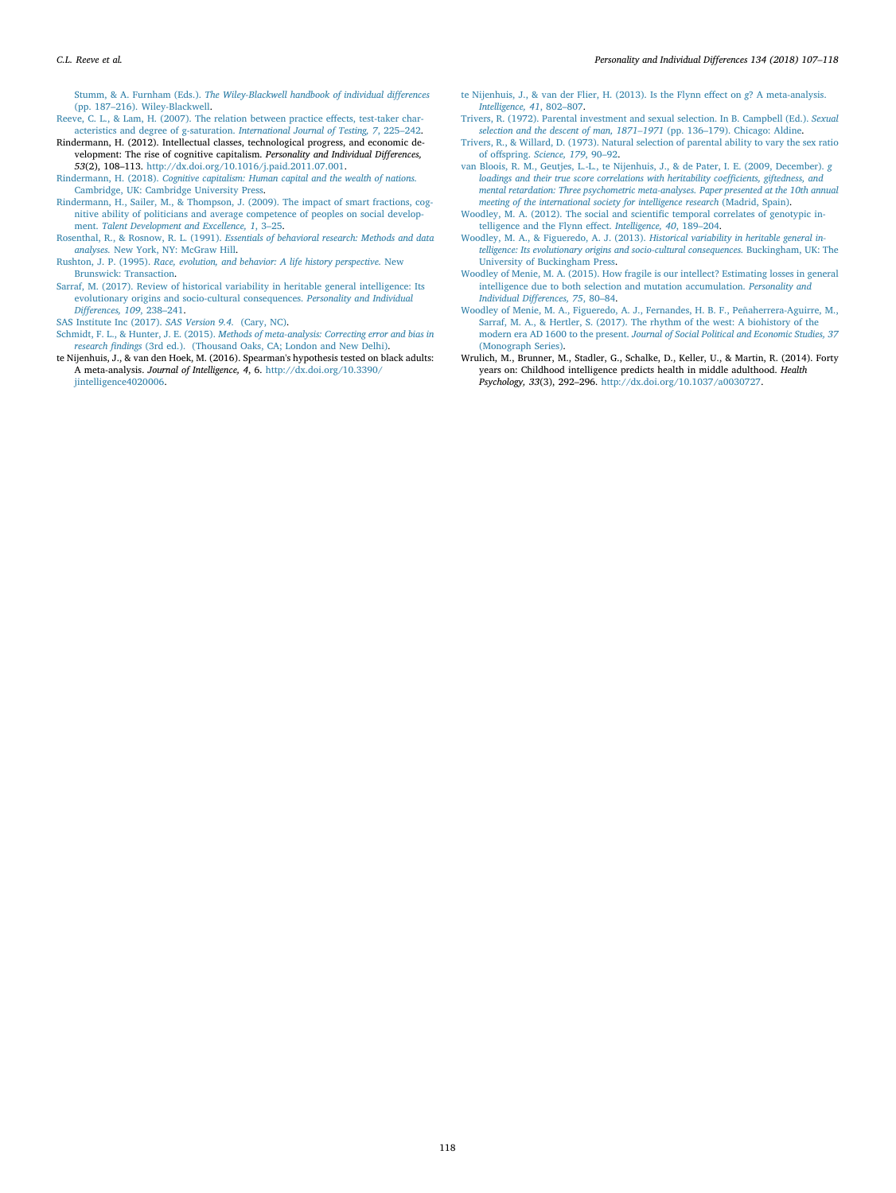Stumm, & A. Furnham (Eds.). *The Wiley-Blackwell handbook of individual differences* (pp. 187–216). Wiley-Blackwell.

Reeve, C. L., & Lam, H. (2007). The relation between practice effects, test-taker characteristics and degree of g-saturation. *International Journal of Testing, 7*, 225–242.

Rindermann, H. (2012). Intellectual classes, technological progress, and economic development: The rise of cognitive capitalism. *Personality and Individual Differences, 53*(2), 108–113. http://dx.doi.org/10.1016/j.paid.2011.07.001.

Rindermann, H. (2018). *Cognitive capitalism: Human capital and the wealth of nations.* Cambridge, UK: Cambridge University Press.

Rindermann, H., Sailer, M., & Thompson, J. (2009). The impact of smart fractions, cognitive ability of politicians and average competence of peoples on social development. *Talent Development and Excellence, 1*, 3–25.

Rosenthal, R., & Rosnow, R. L. (1991). *Essentials of behavioral research: Methods and data analyses.* New York, NY: McGraw Hill.

Rushton, J. P. (1995). *Race, evolution, and behavior: A life history perspective.* New Brunswick: Transaction.

Sarraf, M. (2017). Review of historical variability in heritable general intelligence: Its evolutionary origins and socio-cultural consequences. *Personality and Individual Differences, 109*, 238–241.

SAS Institute Inc (2017). *SAS Version 9.4.* (Cary, NC).

Schmidt, F. L., & Hunter, J. E. (2015). *Methods of meta-analysis: Correcting error and bias in research findings* (3rd ed.). (Thousand Oaks, CA; London and New Delhi).

te Nijenhuis, J., & van den Hoek, M. (2016). Spearman's hypothesis tested on black adults: A meta-analysis. *Journal of Intelligence, 4*, 6. http://dx.doi.org/10.3390/jintelligence4020006.

te Nijenhuis, J., & van der Flier, H. (2013). Is the Flynn effect on *g*? A meta-analysis. *Intelligence, 41*, 802–807.

Trivers, R. (1972). Parental investment and sexual selection. In B. Campbell (Ed.). *Sexual selection and the descent of man, 1871–1971* (pp. 136–179). Chicago: Aldine.

Trivers, R., & Willard, D. (1973). Natural selection of parental ability to vary the sex ratio of offspring. *Science, 179*, 90–92.

van Bloois, R. M., Geutjes, L.-L., te Nijenhuis, J., & de Pater, I. E. (2009, December). *g loadings and their true score correlations with heritability coefficients, giftedness, and mental retardation: Three psychometric meta-analyses. Paper presented at the 10th annual meeting of the international society for intelligence research* (Madrid, Spain).

Woodley, M. A. (2012). The social and scientific temporal correlates of genotypic intelligence and the Flynn effect. *Intelligence, 40*, 189–204.

Woodley, M. A., & Figueredo, A. J. (2013). *Historical variability in heritable general intelligence: Its evolutionary origins and socio-cultural consequences.* Buckingham, UK: The University of Buckingham Press.

Woodley of Menie, M. A. (2015). How fragile is our intellect? Estimating losses in general intelligence due to both selection and mutation accumulation. *Personality and Individual Differences, 75*, 80–84.

Woodley of Menie, M. A., Figueredo, A. J., Fernandes, H. B. F., Peñaherrera-Aguirre, M., Sarraf, M. A., & Hertler, S. (2017). The rhythm of the west: A biohistory of the modern era AD 1600 to the present. *Journal of Social Political and Economic Studies, 37* (Monograph Series).

Wrulich, M., Brunner, M., Stadler, G., Schalke, D., Keller, U., & Martin, R. (2014). Forty years on: Childhood intelligence predicts health in middle adulthood. *Health Psychology, 33*(3), 292–296. http://dx.doi.org/10.1037/a0030727.